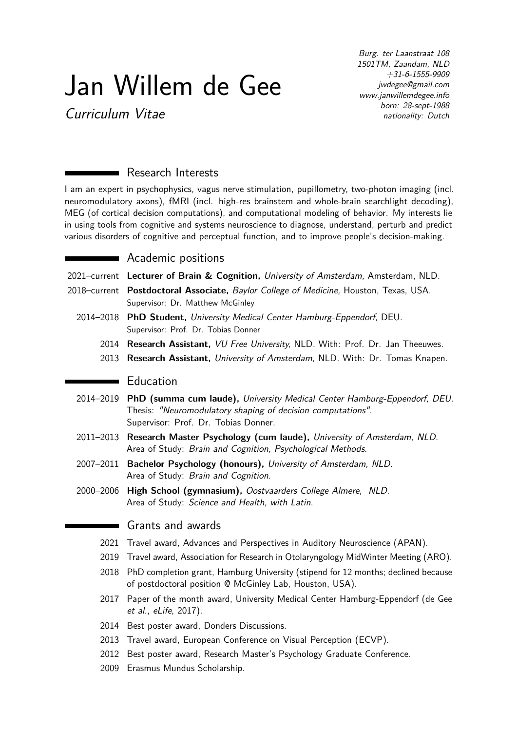# Jan Willem de Gee

*Curriculum Vitae*

*Burg. ter Laanstraat 108*
*1501TM, Zaandam, NLD*
*+31-6-1555-9909*
*jwdegee@gmail.com*
*www.janwillemdegee.info*
*born: 28-sept-1988*
*nationality: Dutch*

## Research Interests

I am an expert in psychophysics, vagus nerve stimulation, pupillometry, two-photon imaging (incl. neuromodulatory axons), fMRI (incl. high-res brainstem and whole-brain searchlight decoding), MEG (of cortical decision computations), and computational modeling of behavior. My interests lie in using tools from cognitive and systems neuroscience to diagnose, understand, perturb and predict various disorders of cognitive and perceptual function, and to improve people's decision-making.

## Academic positions

- 2021–current **Lecturer of Brain & Cognition,** *University of Amsterdam,* Amsterdam, NLD.
- 2018–current **Postdoctoral Associate,** *Baylor College of Medicine,* Houston, Texas, USA.
  Supervisor: Dr. Matthew McGinley
- 2014–2018 **PhD Student,** *University Medical Center Hamburg-Eppendorf,* DEU.
  Supervisor: Prof. Dr. Tobias Donner
- 2014 **Research Assistant,** *VU Free University,* NLD. With: Prof. Dr. Jan Theeuwes.
- 2013 **Research Assistant,** *University of Amsterdam,* NLD. With: Dr. Tomas Knapen.

## Education

- 2014–2019 **PhD (summa cum laude),** *University Medical Center Hamburg-Eppendorf, DEU.*
  Thesis: *"Neuromodulatory shaping of decision computations".*
  Supervisor: Prof. Dr. Tobias Donner.
- 2011–2013 **Research Master Psychology (cum laude),** *University of Amsterdam, NLD.*
  Area of Study: *Brain and Cognition, Psychological Methods.*
- 2007–2011 **Bachelor Psychology (honours),** *University of Amsterdam, NLD.*
  Area of Study: *Brain and Cognition.*
- 2000–2006 **High School (gymnasium),** *Oostvaarders College Almere, NLD.*
  Area of Study: *Science and Health, with Latin.*

## Grants and awards

- 2021 Travel award, Advances and Perspectives in Auditory Neuroscience (APAN).
- 2019 Travel award, Association for Research in Otolaryngology MidWinter Meeting (ARO).
- 2018 PhD completion grant, Hamburg University (stipend for 12 months; declined because of postdoctoral position @ McGinley Lab, Houston, USA).
- 2017 Paper of the month award, University Medical Center Hamburg-Eppendorf (de Gee *et al.*, *eLife*, 2017).
- 2014 Best poster award, Donders Discussions.
- 2013 Travel award, European Conference on Visual Perception (ECVP).
- 2012 Best poster award, Research Master's Psychology Graduate Conference.
- 2009 Erasmus Mundus Scholarship.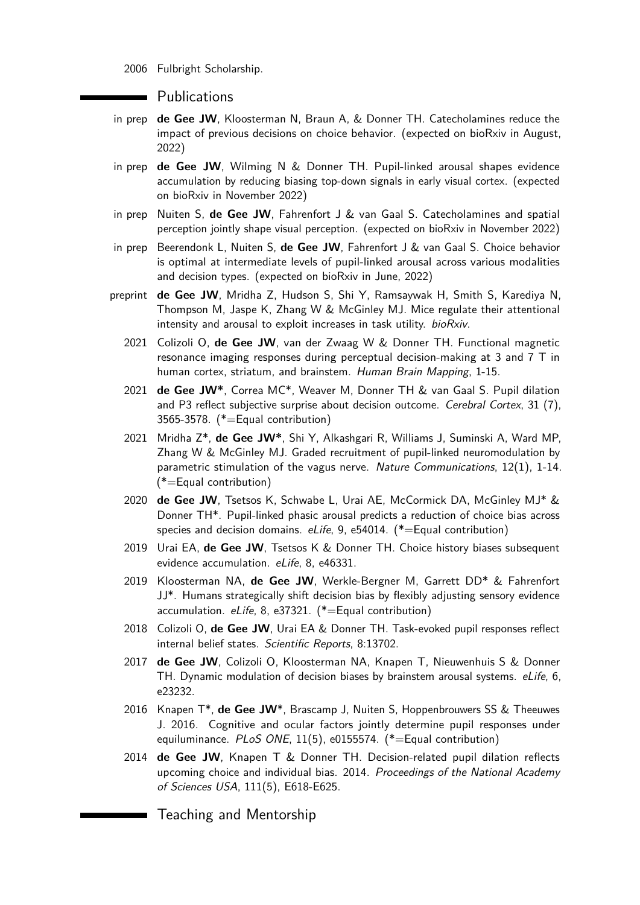2006 Fulbright Scholarship.

## Publications

- in prep **de Gee JW**, Kloosterman N, Braun A, & Donner TH. Catecholamines reduce the impact of previous decisions on choice behavior. (expected on bioRxiv in August, 2022)
- in prep **de Gee JW**, Wilming N & Donner TH. Pupil-linked arousal shapes evidence accumulation by reducing biasing top-down signals in early visual cortex. (expected on bioRxiv in November 2022)
- in prep Nuiten S, **de Gee JW**, Fahrenfort J & van Gaal S. Catecholamines and spatial perception jointly shape visual perception. (expected on bioRxiv in November 2022)
- in prep Beerendonk L, Nuiten S, **de Gee JW**, Fahrenfort J & van Gaal S. Choice behavior is optimal at intermediate levels of pupil-linked arousal across various modalities and decision types. (expected on bioRxiv in June, 2022)
- preprint **de Gee JW**, Mridha Z, Hudson S, Shi Y, Ramsaywak H, Smith S, Karediya N, Thompson M, Jaspe K, Zhang W & McGinley MJ. Mice regulate their attentional intensity and arousal to exploit increases in task utility. *bioRxiv*.
- 2021 Colizoli O, **de Gee JW**, van der Zwaag W & Donner TH. Functional magnetic resonance imaging responses during perceptual decision-making at 3 and 7 T in human cortex, striatum, and brainstem. *Human Brain Mapping*, 1-15.
- 2021 **de Gee JW***, Correa MC*, Weaver M, Donner TH & van Gaal S. Pupil dilation and P3 reflect subjective surprise about decision outcome. *Cerebral Cortex*, 31 (7), 3565-3578. (*=Equal contribution)
- 2021 Mridha Z*, **de Gee JW***, Shi Y, Alkashgari R, Williams J, Suminski A, Ward MP, Zhang W & McGinley MJ. Graded recruitment of pupil-linked neuromodulation by parametric stimulation of the vagus nerve. *Nature Communications*, 12(1), 1-14. (*=Equal contribution)
- 2020 **de Gee JW**, Tsetsos K, Schwabe L, Urai AE, McCormick DA, McGinley MJ* & Donner TH*. Pupil-linked phasic arousal predicts a reduction of choice bias across species and decision domains. *eLife*, 9, e54014. (*=Equal contribution)
- 2019 Urai EA, **de Gee JW**, Tsetsos K & Donner TH. Choice history biases subsequent evidence accumulation. *eLife*, 8, e46331.
- 2019 Kloosterman NA, **de Gee JW**, Werkle-Bergner M, Garrett DD* & Fahrenfort JJ*. Humans strategically shift decision bias by flexibly adjusting sensory evidence accumulation. *eLife*, 8, e37321. (*=Equal contribution)
- 2018 Colizoli O, **de Gee JW**, Urai EA & Donner TH. Task-evoked pupil responses reflect internal belief states. *Scientific Reports*, 8:13702.
- 2017 **de Gee JW**, Colizoli O, Kloosterman NA, Knapen T, Nieuwenhuis S & Donner TH. Dynamic modulation of decision biases by brainstem arousal systems. *eLife*, 6, e23232.
- 2016 Knapen T*, **de Gee JW***, Brascamp J, Nuiten S, Hoppenbrouwers SS & Theeuwes J. 2016. Cognitive and ocular factors jointly determine pupil responses under equiluminance. *PLoS ONE*, 11(5), e0155574. (*=Equal contribution)
- 2014 **de Gee JW**, Knapen T & Donner TH. Decision-related pupil dilation reflects upcoming choice and individual bias. 2014. *Proceedings of the National Academy of Sciences USA*, 111(5), E618-E625.

## Teaching and Mentorship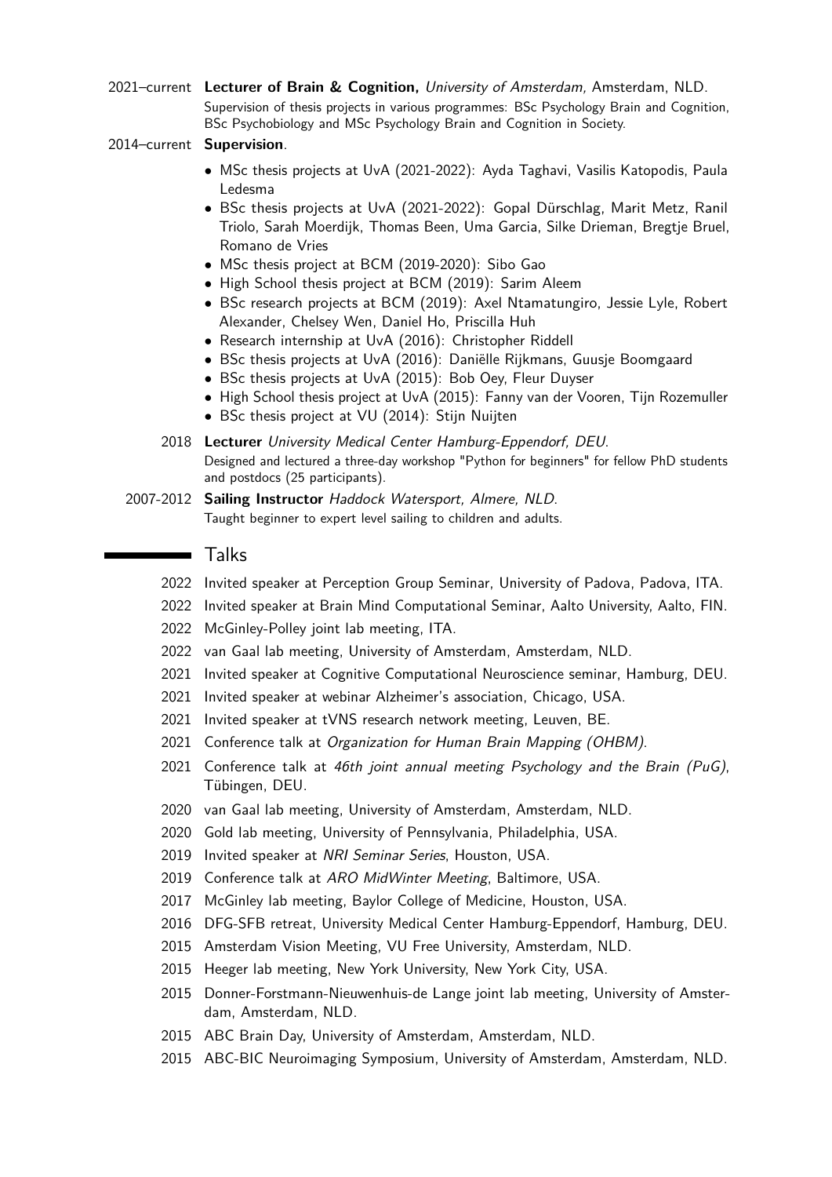2021–current **Lecturer of Brain & Cognition,** *University of Amsterdam,* Amsterdam, NLD.
Supervision of thesis projects in various programmes: BSc Psychology Brain and Cognition, BSc Psychobiology and MSc Psychology Brain and Cognition in Society.

2014–current **Supervision**.

- MSc thesis projects at UvA (2021-2022): Ayda Taghavi, Vasilis Katopodis, Paula Ledesma
- BSc thesis projects at UvA (2021-2022): Gopal Dürschlag, Marit Metz, Ranil Triolo, Sarah Moerdijk, Thomas Been, Uma Garcia, Silke Drieman, Bregtje Bruel, Romano de Vries
- MSc thesis project at BCM (2019-2020): Sibo Gao
- High School thesis project at BCM (2019): Sarim Aleem
- BSc research projects at BCM (2019): Axel Ntamatungiro, Jessie Lyle, Robert Alexander, Chelsey Wen, Daniel Ho, Priscilla Huh
- Research internship at UvA (2016): Christopher Riddell
- BSc thesis projects at UvA (2016): Daniëlle Rijkmans, Guusje Boomgaard
- BSc thesis projects at UvA (2015): Bob Oey, Fleur Duyser
- High School thesis project at UvA (2015): Fanny van der Vooren, Tijn Rozemuller
- BSc thesis project at VU (2014): Stijn Nuijten

2018 **Lecturer** *University Medical Center Hamburg-Eppendorf, DEU.*
Designed and lectured a three-day workshop "Python for beginners" for fellow PhD students and postdocs (25 participants).

2007-2012 **Sailing Instructor** *Haddock Watersport, Almere, NLD.*
Taught beginner to expert level sailing to children and adults.

## Talks

2022 Invited speaker at Perception Group Seminar, University of Padova, Padova, ITA.

2022 Invited speaker at Brain Mind Computational Seminar, Aalto University, Aalto, FIN.

2022 McGinley-Polley joint lab meeting, ITA.

2022 van Gaal lab meeting, University of Amsterdam, Amsterdam, NLD.

2021 Invited speaker at Cognitive Computational Neuroscience seminar, Hamburg, DEU.

2021 Invited speaker at webinar Alzheimer's association, Chicago, USA.

2021 Invited speaker at tVNS research network meeting, Leuven, BE.

2021 Conference talk at *Organization for Human Brain Mapping (OHBM)*.

2021 Conference talk at *46th joint annual meeting Psychology and the Brain (PuG)*, Tübingen, DEU.

2020 van Gaal lab meeting, University of Amsterdam, Amsterdam, NLD.

2020 Gold lab meeting, University of Pennsylvania, Philadelphia, USA.

2019 Invited speaker at *NRI Seminar Series*, Houston, USA.

2019 Conference talk at *ARO MidWinter Meeting*, Baltimore, USA.

2017 McGinley lab meeting, Baylor College of Medicine, Houston, USA.

2016 DFG-SFB retreat, University Medical Center Hamburg-Eppendorf, Hamburg, DEU.

2015 Amsterdam Vision Meeting, VU Free University, Amsterdam, NLD.

2015 Heeger lab meeting, New York University, New York City, USA.

2015 Donner-Forstmann-Nieuwenhuis-de Lange joint lab meeting, University of Amsterdam, Amsterdam, NLD.

2015 ABC Brain Day, University of Amsterdam, Amsterdam, NLD.

2015 ABC-BIC Neuroimaging Symposium, University of Amsterdam, Amsterdam, NLD.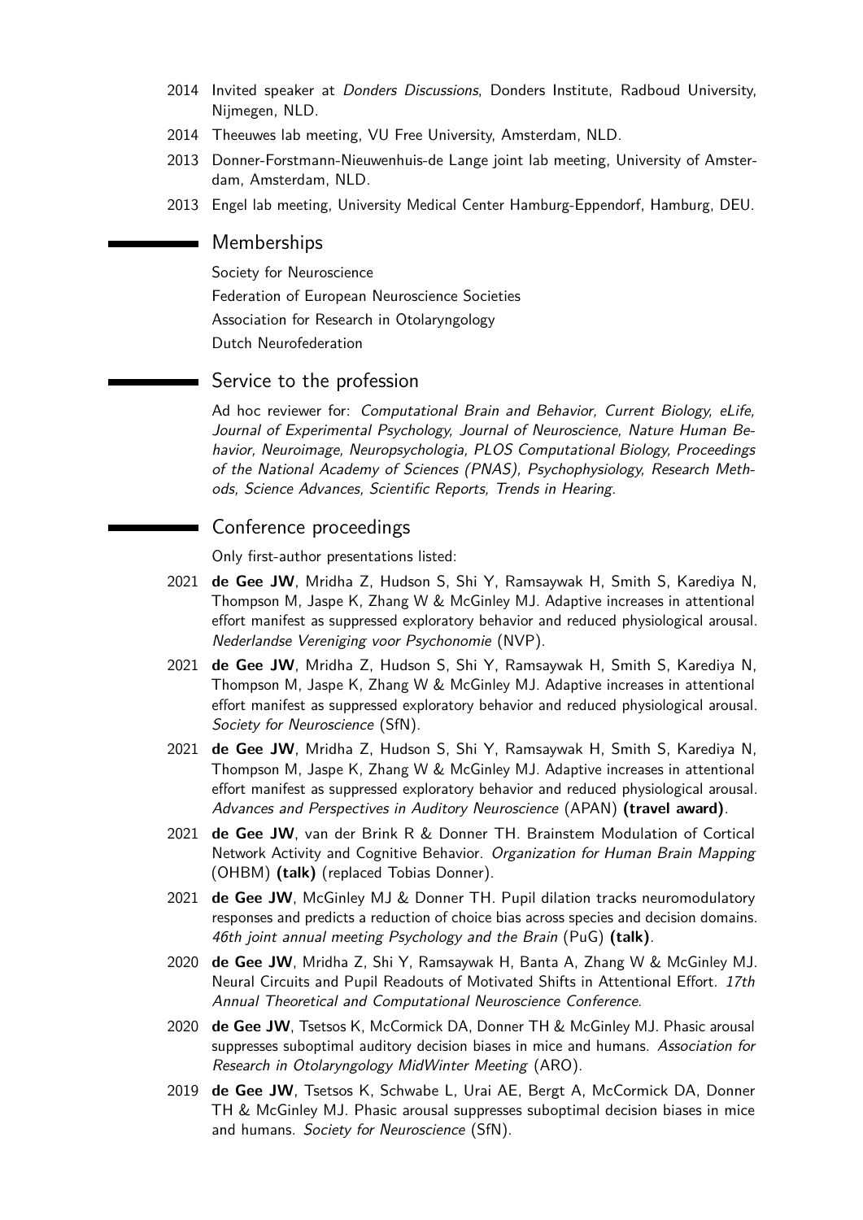2014 Invited speaker at *Donders Discussions*, Donders Institute, Radboud University, Nijmegen, NLD.

2014 Theeuwes lab meeting, VU Free University, Amsterdam, NLD.

2013 Donner-Forstmann-Nieuwenhuis-de Lange joint lab meeting, University of Amsterdam, Amsterdam, NLD.

2013 Engel lab meeting, University Medical Center Hamburg-Eppendorf, Hamburg, DEU.

## Memberships

Society for Neuroscience

Federation of European Neuroscience Societies

Association for Research in Otolaryngology

Dutch Neurofederation

## Service to the profession

Ad hoc reviewer for: *Computational Brain and Behavior, Current Biology, eLife, Journal of Experimental Psychology, Journal of Neuroscience, Nature Human Behavior, Neuroimage, Neuropsychologia, PLOS Computational Biology, Proceedings of the National Academy of Sciences (PNAS), Psychophysiology, Research Methods, Science Advances, Scientific Reports, Trends in Hearing*.

## Conference proceedings

Only first-author presentations listed:

2021 **de Gee JW**, Mridha Z, Hudson S, Shi Y, Ramsaywak H, Smith S, Karediya N, Thompson M, Jaspe K, Zhang W & McGinley MJ. Adaptive increases in attentional effort manifest as suppressed exploratory behavior and reduced physiological arousal. *Nederlandse Vereniging voor Psychonomie* (NVP).

2021 **de Gee JW**, Mridha Z, Hudson S, Shi Y, Ramsaywak H, Smith S, Karediya N, Thompson M, Jaspe K, Zhang W & McGinley MJ. Adaptive increases in attentional effort manifest as suppressed exploratory behavior and reduced physiological arousal. *Society for Neuroscience* (SfN).

2021 **de Gee JW**, Mridha Z, Hudson S, Shi Y, Ramsaywak H, Smith S, Karediya N, Thompson M, Jaspe K, Zhang W & McGinley MJ. Adaptive increases in attentional effort manifest as suppressed exploratory behavior and reduced physiological arousal. *Advances and Perspectives in Auditory Neuroscience* (APAN) **(travel award)**.

2021 **de Gee JW**, van der Brink R & Donner TH. Brainstem Modulation of Cortical Network Activity and Cognitive Behavior. *Organization for Human Brain Mapping* (OHBM) **(talk)** (replaced Tobias Donner).

2021 **de Gee JW**, McGinley MJ & Donner TH. Pupil dilation tracks neuromodulatory responses and predicts a reduction of choice bias across species and decision domains. *46th joint annual meeting Psychology and the Brain* (PuG) **(talk)**.

2020 **de Gee JW**, Mridha Z, Shi Y, Ramsaywak H, Banta A, Zhang W & McGinley MJ. Neural Circuits and Pupil Readouts of Motivated Shifts in Attentional Effort. *17th Annual Theoretical and Computational Neuroscience Conference*.

2020 **de Gee JW**, Tsetsos K, McCormick DA, Donner TH & McGinley MJ. Phasic arousal suppresses suboptimal auditory decision biases in mice and humans. *Association for Research in Otolaryngology MidWinter Meeting* (ARO).

2019 **de Gee JW**, Tsetsos K, Schwabe L, Urai AE, Bergt A, McCormick DA, Donner TH & McGinley MJ. Phasic arousal suppresses suboptimal decision biases in mice and humans. *Society for Neuroscience* (SfN).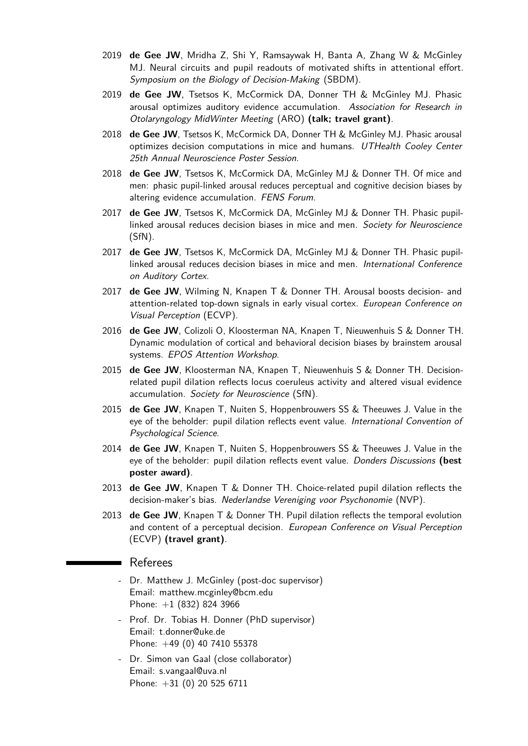2019 **de Gee JW**, Mridha Z, Shi Y, Ramsaywak H, Banta A, Zhang W & McGinley MJ. Neural circuits and pupil readouts of motivated shifts in attentional effort. *Symposium on the Biology of Decision-Making* (SBDM).

2019 **de Gee JW**, Tsetsos K, McCormick DA, Donner TH & McGinley MJ. Phasic arousal optimizes auditory evidence accumulation. *Association for Research in Otolaryngology MidWinter Meeting* (ARO) **(talk; travel grant)**.

2018 **de Gee JW**, Tsetsos K, McCormick DA, Donner TH & McGinley MJ. Phasic arousal optimizes decision computations in mice and humans. *UTHealth Cooley Center 25th Annual Neuroscience Poster Session*.

2018 **de Gee JW**, Tsetsos K, McCormick DA, McGinley MJ & Donner TH. Of mice and men: phasic pupil-linked arousal reduces perceptual and cognitive decision biases by altering evidence accumulation. *FENS Forum*.

2017 **de Gee JW**, Tsetsos K, McCormick DA, McGinley MJ & Donner TH. Phasic pupil-linked arousal reduces decision biases in mice and men. *Society for Neuroscience* (SfN).

2017 **de Gee JW**, Tsetsos K, McCormick DA, McGinley MJ & Donner TH. Phasic pupil-linked arousal reduces decision biases in mice and men. *International Conference on Auditory Cortex*.

2017 **de Gee JW**, Wilming N, Knapen T & Donner TH. Arousal boosts decision- and attention-related top-down signals in early visual cortex. *European Conference on Visual Perception* (ECVP).

2016 **de Gee JW**, Colizoli O, Kloosterman NA, Knapen T, Nieuwenhuis S & Donner TH. Dynamic modulation of cortical and behavioral decision biases by brainstem arousal systems. *EPOS Attention Workshop*.

2015 **de Gee JW**, Kloosterman NA, Knapen T, Nieuwenhuis S & Donner TH. Decision-related pupil dilation reflects locus coeruleus activity and altered visual evidence accumulation. *Society for Neuroscience* (SfN).

2015 **de Gee JW**, Knapen T, Nuiten S, Hoppenbrouwers SS & Theeuwes J. Value in the eye of the beholder: pupil dilation reflects event value. *International Convention of Psychological Science*.

2014 **de Gee JW**, Knapen T, Nuiten S, Hoppenbrouwers SS & Theeuwes J. Value in the eye of the beholder: pupil dilation reflects event value. *Donders Discussions* **(best poster award)**.

2013 **de Gee JW**, Knapen T & Donner TH. Choice-related pupil dilation reflects the decision-maker's bias. *Nederlandse Vereniging voor Psychonomie* (NVP).

2013 **de Gee JW**, Knapen T & Donner TH. Pupil dilation reflects the temporal evolution and content of a perceptual decision. *European Conference on Visual Perception* (ECVP) **(travel grant)**.

## Referees

- Dr. Matthew J. McGinley (post-doc supervisor)
  Email: matthew.mcginley@bcm.edu
  Phone: +1 (832) 824 3966
- Prof. Dr. Tobias H. Donner (PhD supervisor)
  Email: t.donner@uke.de
  Phone: +49 (0) 40 7410 55378
- Dr. Simon van Gaal (close collaborator)
  Email: s.vangaal@uva.nl
  Phone: +31 (0) 20 525 6711